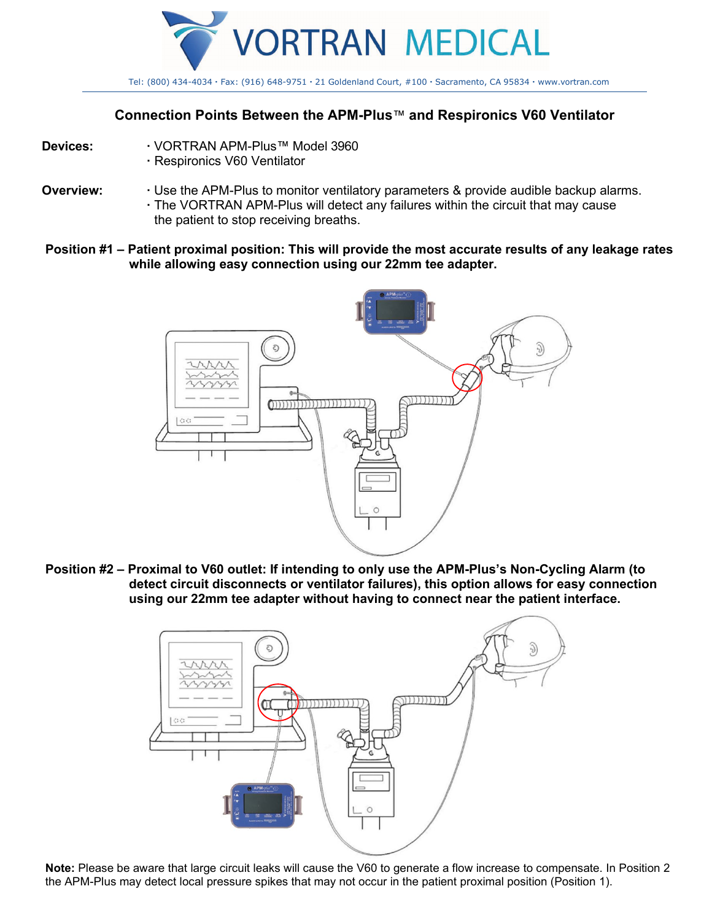# VORTRAN MEDICAL

Tel: (800) 434-4034 · Fax: (916) 648-9751 · 21 Goldenland Court, #100 · Sacramento, CA 95834 · www.vortran.com

## Connection Points Between the APM-Plus™ and Respironics V60 Ventilator

**Devices:**
- VORTRAN APM-Plus™ Model 3960
- Respironics V60 Ventilator

**Overview:**
- Use the APM-Plus to monitor ventilatory parameters & provide audible backup alarms.
- The VORTRAN APM-Plus will detect any failures within the circuit that may cause the patient to stop receiving breaths.

**Position #1 – Patient proximal position: This will provide the most accurate results of any leakage rates while allowing easy connection using our 22mm tee adapter.**

**Position #2 – Proximal to V60 outlet: If intending to only use the APM-Plus's Non-Cycling Alarm (to detect circuit disconnects or ventilator failures), this option allows for easy connection using our 22mm tee adapter without having to connect near the patient interface.**

**Note:** Please be aware that large circuit leaks will cause the V60 to generate a flow increase to compensate. In Position 2 the APM-Plus may detect local pressure spikes that may not occur in the patient proximal position (Position 1).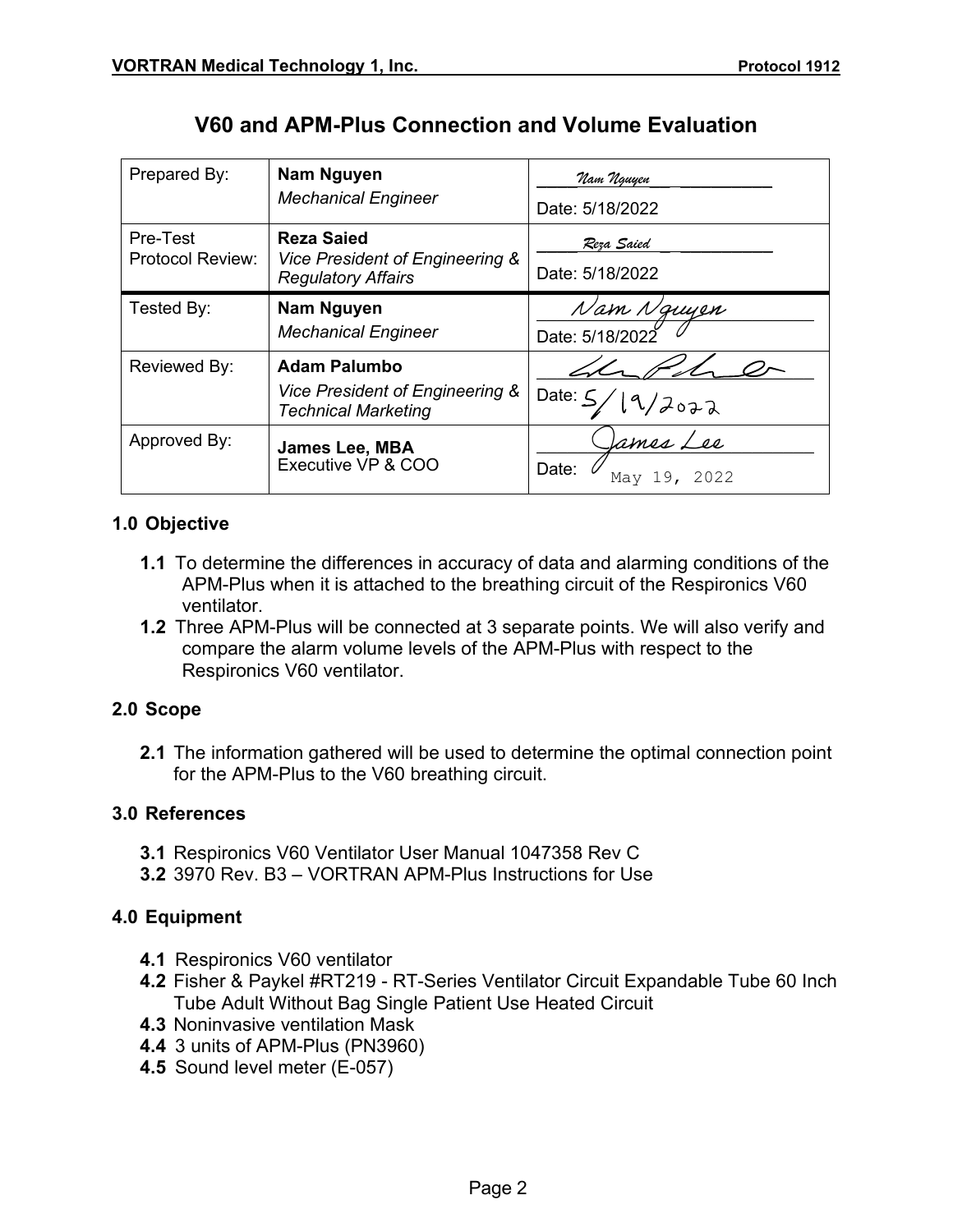# V60 and APM-Plus Connection and Volume Evaluation

| Prepared By: | **Nam Nguyen**<br>*Mechanical Engineer* | Nam Nguyen<br>Date: 5/18/2022 |
|---|---|---|
| Pre-Test Protocol Review: | **Reza Saied**<br>*Vice President of Engineering & Regulatory Affairs* | Reza Saied<br>Date: 5/18/2022 |
| Tested By: | **Nam Nguyen**<br>*Mechanical Engineer* | Nam Nguyen<br>Date: 5/18/2022 |
| Reviewed By: | **Adam Palumbo**<br>*Vice President of Engineering & Technical Marketing* | Adam Palumbo<br>Date: 5/19/2022 |
| Approved By: | **James Lee, MBA**<br>Executive VP & COO | James Lee<br>Date: May 19, 2022 |

## 1.0 Objective

**1.1** To determine the differences in accuracy of data and alarming conditions of the APM-Plus when it is attached to the breathing circuit of the Respironics V60 ventilator.

**1.2** Three APM-Plus will be connected at 3 separate points. We will also verify and compare the alarm volume levels of the APM-Plus with respect to the Respironics V60 ventilator.

## 2.0 Scope

**2.1** The information gathered will be used to determine the optimal connection point for the APM-Plus to the V60 breathing circuit.

## 3.0 References

**3.1** Respironics V60 Ventilator User Manual 1047358 Rev C

**3.2** 3970 Rev. B3 – VORTRAN APM-Plus Instructions for Use

## 4.0 Equipment

**4.1** Respironics V60 ventilator

**4.2** Fisher & Paykel #RT219 - RT-Series Ventilator Circuit Expandable Tube 60 Inch Tube Adult Without Bag Single Patient Use Heated Circuit

**4.3** Noninvasive ventilation Mask

**4.4** 3 units of APM-Plus (PN3960)

**4.5** Sound level meter (E-057)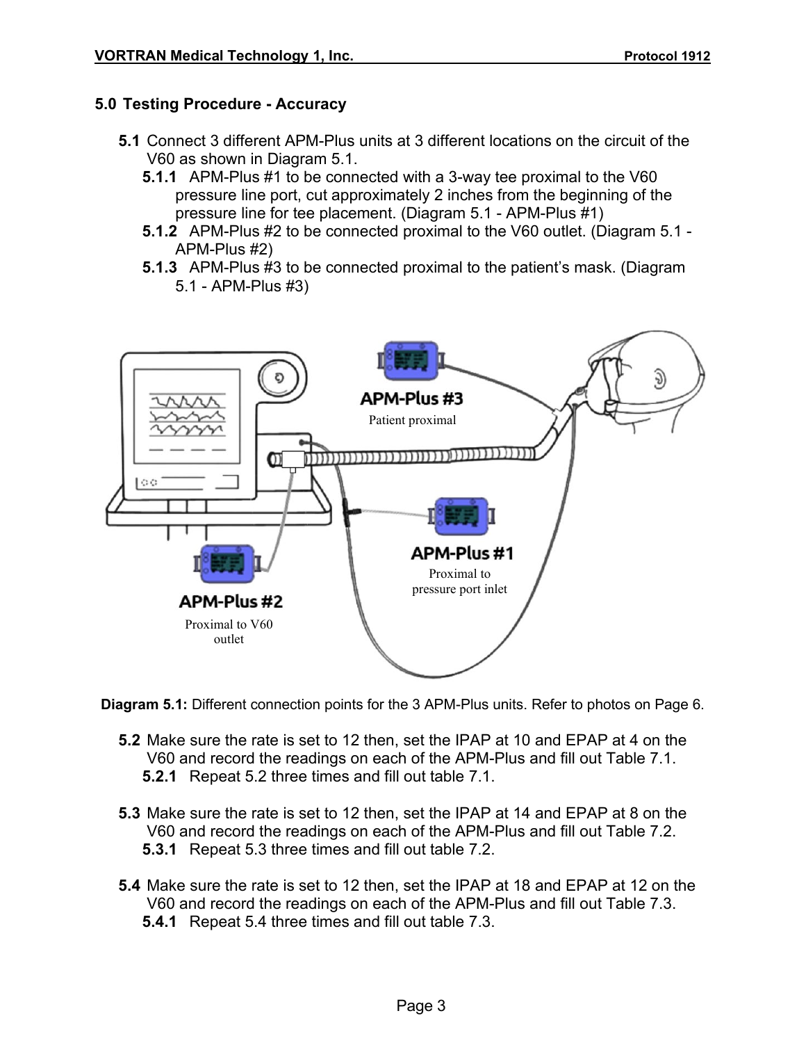## 5.0 Testing Procedure - Accuracy

**5.1** Connect 3 different APM-Plus units at 3 different locations on the circuit of the V60 as shown in Diagram 5.1.

**5.1.1** APM-Plus #1 to be connected with a 3-way tee proximal to the V60 pressure line port, cut approximately 2 inches from the beginning of the pressure line for tee placement. (Diagram 5.1 - APM-Plus #1)

**5.1.2** APM-Plus #2 to be connected proximal to the V60 outlet. (Diagram 5.1 - APM-Plus #2)

**5.1.3** APM-Plus #3 to be connected proximal to the patient's mask. (Diagram 5.1 - APM-Plus #3)

APM-Plus #3
Patient proximal

APM-Plus #1
Proximal to pressure port inlet

APM-Plus #2
Proximal to V60 outlet

**Diagram 5.1:** Different connection points for the 3 APM-Plus units. Refer to photos on Page 6.

**5.2** Make sure the rate is set to 12 then, set the IPAP at 10 and EPAP at 4 on the V60 and record the readings on each of the APM-Plus and fill out Table 7.1.

**5.2.1** Repeat 5.2 three times and fill out table 7.1.

**5.3** Make sure the rate is set to 12 then, set the IPAP at 14 and EPAP at 8 on the V60 and record the readings on each of the APM-Plus and fill out Table 7.2.

**5.3.1** Repeat 5.3 three times and fill out table 7.2.

**5.4** Make sure the rate is set to 12 then, set the IPAP at 18 and EPAP at 12 on the V60 and record the readings on each of the APM-Plus and fill out Table 7.3.

**5.4.1** Repeat 5.4 three times and fill out table 7.3.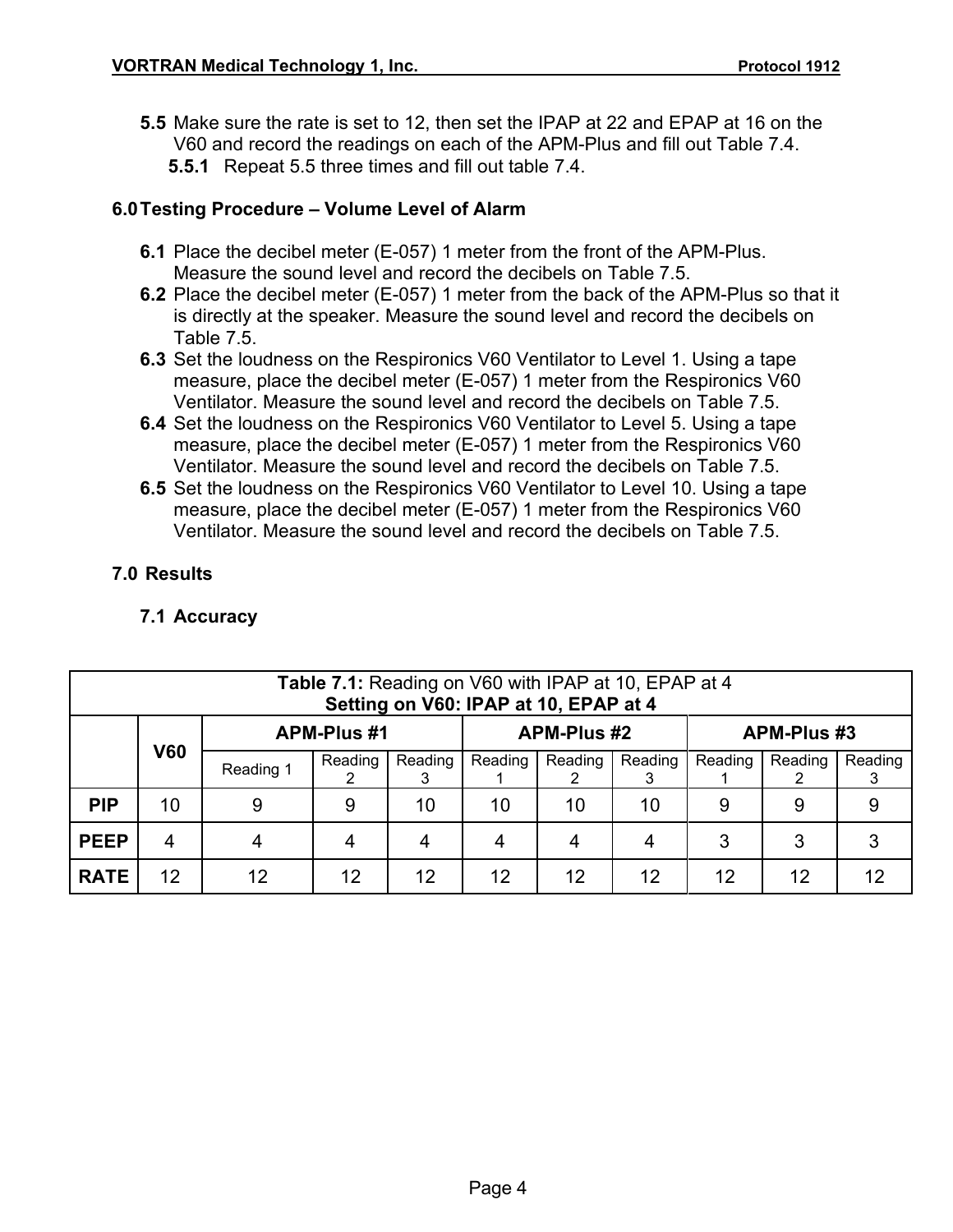**5.5** Make sure the rate is set to 12, then set the IPAP at 22 and EPAP at 16 on the V60 and record the readings on each of the APM-Plus and fill out Table 7.4.

**5.5.1** Repeat 5.5 three times and fill out table 7.4.

## 6.0 Testing Procedure – Volume Level of Alarm

**6.1** Place the decibel meter (E-057) 1 meter from the front of the APM-Plus. Measure the sound level and record the decibels on Table 7.5.

**6.2** Place the decibel meter (E-057) 1 meter from the back of the APM-Plus so that it is directly at the speaker. Measure the sound level and record the decibels on Table 7.5.

**6.3** Set the loudness on the Respironics V60 Ventilator to Level 1. Using a tape measure, place the decibel meter (E-057) 1 meter from the Respironics V60 Ventilator. Measure the sound level and record the decibels on Table 7.5.

**6.4** Set the loudness on the Respironics V60 Ventilator to Level 5. Using a tape measure, place the decibel meter (E-057) 1 meter from the Respironics V60 Ventilator. Measure the sound level and record the decibels on Table 7.5.

**6.5** Set the loudness on the Respironics V60 Ventilator to Level 10. Using a tape measure, place the decibel meter (E-057) 1 meter from the Respironics V60 Ventilator. Measure the sound level and record the decibels on Table 7.5.

## 7.0 Results

### 7.1 Accuracy

**Table 7.1:** Reading on V60 with IPAP at 10, EPAP at 4
**Setting on V60: IPAP at 10, EPAP at 4**

| | V60 | APM-Plus #1 | | | APM-Plus #2 | | | APM-Plus #3 | | |
|---|---|---|---|---|---|---|---|---|---|---|
| | | Reading 1 | Reading 2 | Reading 3 | Reading 1 | Reading 2 | Reading 3 | Reading 1 | Reading 2 | Reading 3 |
| **PIP** | 10 | 9 | 9 | 10 | 10 | 10 | 10 | 9 | 9 | 9 |
| **PEEP** | 4 | 4 | 4 | 4 | 4 | 4 | 4 | 3 | 3 | 3 |
| **RATE** | 12 | 12 | 12 | 12 | 12 | 12 | 12 | 12 | 12 | 12 |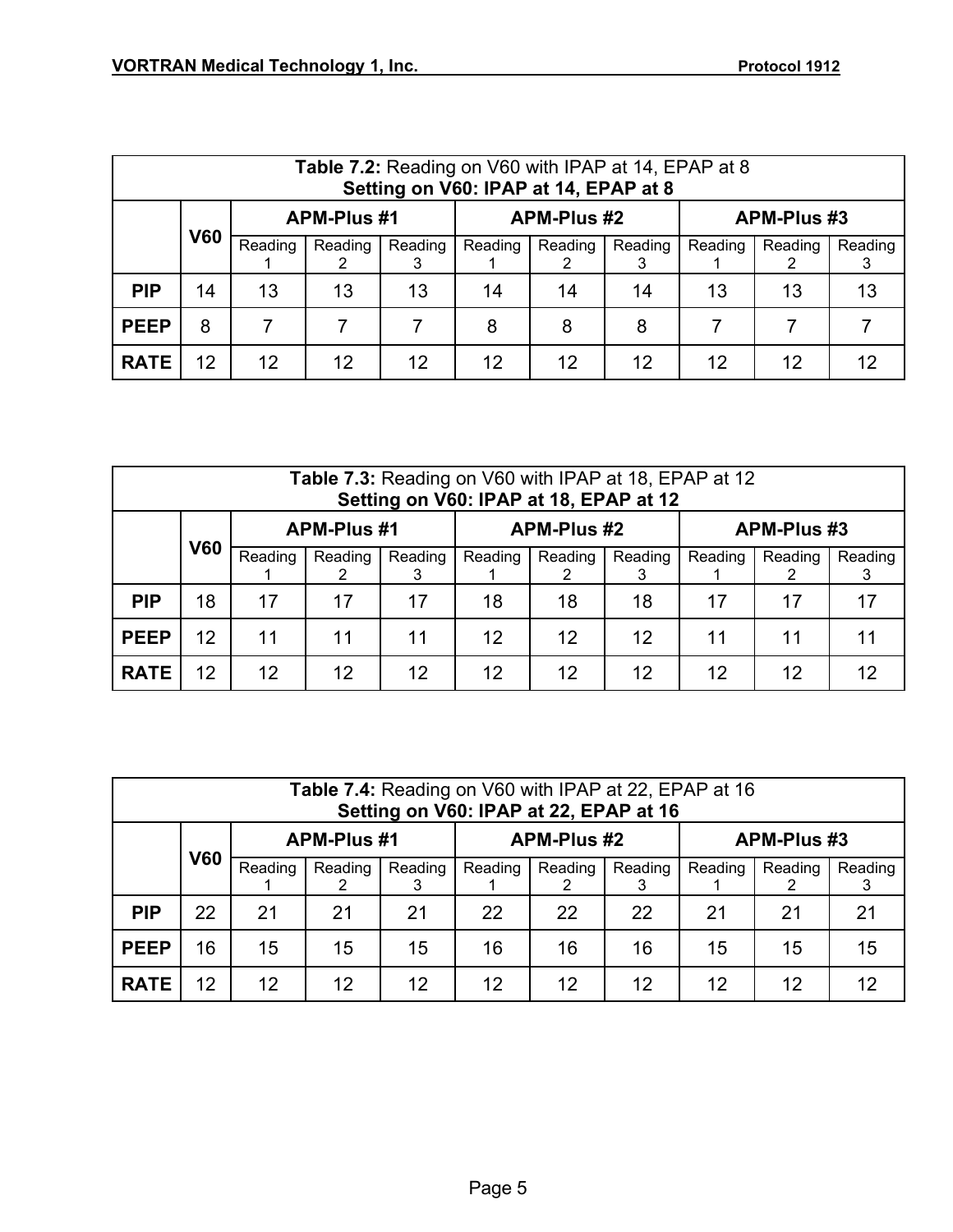| **Table 7.2:** Reading on V60 with IPAP at 14, EPAP at 8 **Setting on V60: IPAP at 14, EPAP at 8** | | | | | | | | | | |
|---|---|---|---|---|---|---|---|---|---|---|
| | **V60** | **APM-Plus #1** | | | **APM-Plus #2** | | | **APM-Plus #3** | | |
| | | Reading 1 | Reading 2 | Reading 3 | Reading 1 | Reading 2 | Reading 3 | Reading 1 | Reading 2 | Reading 3 |
| **PIP** | 14 | 13 | 13 | 13 | 14 | 14 | 14 | 13 | 13 | 13 |
| **PEEP** | 8 | 7 | 7 | 7 | 8 | 8 | 8 | 7 | 7 | 7 |
| **RATE** | 12 | 12 | 12 | 12 | 12 | 12 | 12 | 12 | 12 | 12 |

| **Table 7.3:** Reading on V60 with IPAP at 18, EPAP at 12 **Setting on V60: IPAP at 18, EPAP at 12** | | | | | | | | | | |
|---|---|---|---|---|---|---|---|---|---|---|
| | **V60** | **APM-Plus #1** | | | **APM-Plus #2** | | | **APM-Plus #3** | | |
| | | Reading 1 | Reading 2 | Reading 3 | Reading 1 | Reading 2 | Reading 3 | Reading 1 | Reading 2 | Reading 3 |
| **PIP** | 18 | 17 | 17 | 17 | 18 | 18 | 18 | 17 | 17 | 17 |
| **PEEP** | 12 | 11 | 11 | 11 | 12 | 12 | 12 | 11 | 11 | 11 |
| **RATE** | 12 | 12 | 12 | 12 | 12 | 12 | 12 | 12 | 12 | 12 |

| **Table 7.4:** Reading on V60 with IPAP at 22, EPAP at 16 **Setting on V60: IPAP at 22, EPAP at 16** | | | | | | | | | | |
|---|---|---|---|---|---|---|---|---|---|---|
| | **V60** | **APM-Plus #1** | | | **APM-Plus #2** | | | **APM-Plus #3** | | |
| | | Reading 1 | Reading 2 | Reading 3 | Reading 1 | Reading 2 | Reading 3 | Reading 1 | Reading 2 | Reading 3 |
| **PIP** | 22 | 21 | 21 | 21 | 22 | 22 | 22 | 21 | 21 | 21 |
| **PEEP** | 16 | 15 | 15 | 15 | 16 | 16 | 16 | 15 | 15 | 15 |
| **RATE** | 12 | 12 | 12 | 12 | 12 | 12 | 12 | 12 | 12 | 12 |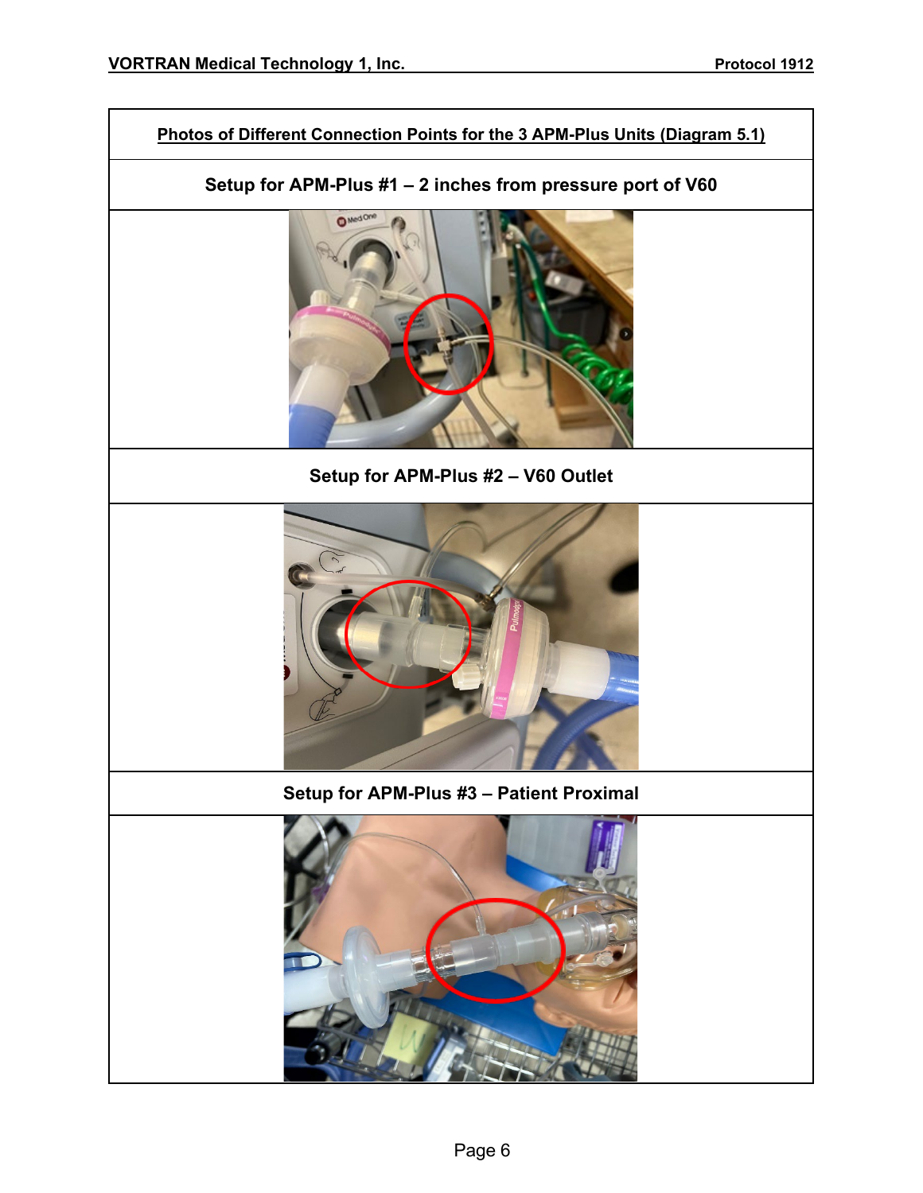| Photos of Different Connection Points for the 3 APM-Plus Units (Diagram 5.1) |
|---|
| **Setup for APM-Plus #1 – 2 inches from pressure port of V60** |
| |
| **Setup for APM-Plus #2 – V60 Outlet** |
| |
| **Setup for APM-Plus #3 – Patient Proximal** |
| |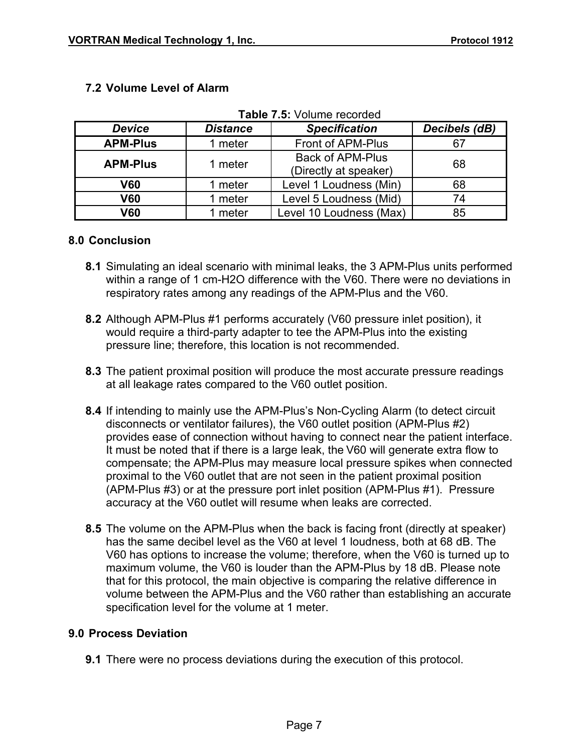### 7.2 Volume Level of Alarm

**Table 7.5:** Volume recorded

| ***Device*** | ***Distance*** | ***Specification*** | ***Decibels (dB)*** |
|---|---|---|---|
| **APM-Plus** | 1 meter | Front of APM-Plus | 67 |
| **APM-Plus** | 1 meter | Back of APM-Plus (Directly at speaker) | 68 |
| **V60** | 1 meter | Level 1 Loudness (Min) | 68 |
| **V60** | 1 meter | Level 5 Loudness (Mid) | 74 |
| **V60** | 1 meter | Level 10 Loudness (Max) | 85 |

## 8.0 Conclusion

**8.1** Simulating an ideal scenario with minimal leaks, the 3 APM-Plus units performed within a range of 1 cm-H2O difference with the V60. There were no deviations in respiratory rates among any readings of the APM-Plus and the V60.

**8.2** Although APM-Plus #1 performs accurately (V60 pressure inlet position), it would require a third-party adapter to tee the APM-Plus into the existing pressure line; therefore, this location is not recommended.

**8.3** The patient proximal position will produce the most accurate pressure readings at all leakage rates compared to the V60 outlet position.

**8.4** If intending to mainly use the APM-Plus's Non-Cycling Alarm (to detect circuit disconnects or ventilator failures), the V60 outlet position (APM-Plus #2) provides ease of connection without having to connect near the patient interface. It must be noted that if there is a large leak, the V60 will generate extra flow to compensate; the APM-Plus may measure local pressure spikes when connected proximal to the V60 outlet that are not seen in the patient proximal position (APM-Plus #3) or at the pressure port inlet position (APM-Plus #1). Pressure accuracy at the V60 outlet will resume when leaks are corrected.

**8.5** The volume on the APM-Plus when the back is facing front (directly at speaker) has the same decibel level as the V60 at level 1 loudness, both at 68 dB. The V60 has options to increase the volume; therefore, when the V60 is turned up to maximum volume, the V60 is louder than the APM-Plus by 18 dB. Please note that for this protocol, the main objective is comparing the relative difference in volume between the APM-Plus and the V60 rather than establishing an accurate specification level for the volume at 1 meter.

## 9.0 Process Deviation

**9.1** There were no process deviations during the execution of this protocol.